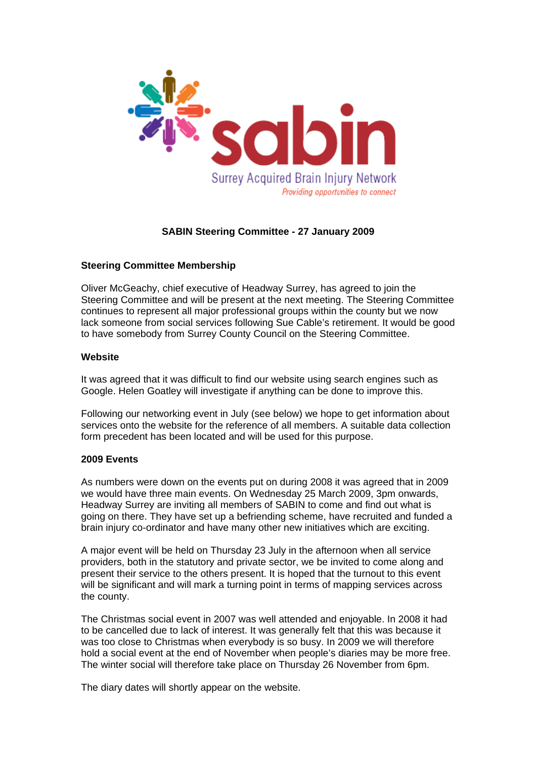sabin

Surrey Acquired Brain Injury Network

*Providing opportunities to connect*

**SABIN Steering Committee - 27 January 2009**

**Steering Committee Membership**

Oliver McGeachy, chief executive of Headway Surrey, has agreed to join the Steering Committee and will be present at the next meeting. The Steering Committee continues to represent all major professional groups within the county but we now lack someone from social services following Sue Cable's retirement. It would be good to have somebody from Surrey County Council on the Steering Committee.

**Website**

It was agreed that it was difficult to find our website using search engines such as Google. Helen Goatley will investigate if anything can be done to improve this.

Following our networking event in July (see below) we hope to get information about services onto the website for the reference of all members. A suitable data collection form precedent has been located and will be used for this purpose.

**2009 Events**

As numbers were down on the events put on during 2008 it was agreed that in 2009 we would have three main events. On Wednesday 25 March 2009, 3pm onwards, Headway Surrey are inviting all members of SABIN to come and find out what is going on there. They have set up a befriending scheme, have recruited and funded a brain injury co-ordinator and have many other new initiatives which are exciting.

A major event will be held on Thursday 23 July in the afternoon when all service providers, both in the statutory and private sector, we be invited to come along and present their service to the others present. It is hoped that the turnout to this event will be significant and will mark a turning point in terms of mapping services across the county.

The Christmas social event in 2007 was well attended and enjoyable. In 2008 it had to be cancelled due to lack of interest. It was generally felt that this was because it was too close to Christmas when everybody is so busy. In 2009 we will therefore hold a social event at the end of November when people's diaries may be more free. The winter social will therefore take place on Thursday 26 November from 6pm.

The diary dates will shortly appear on the website.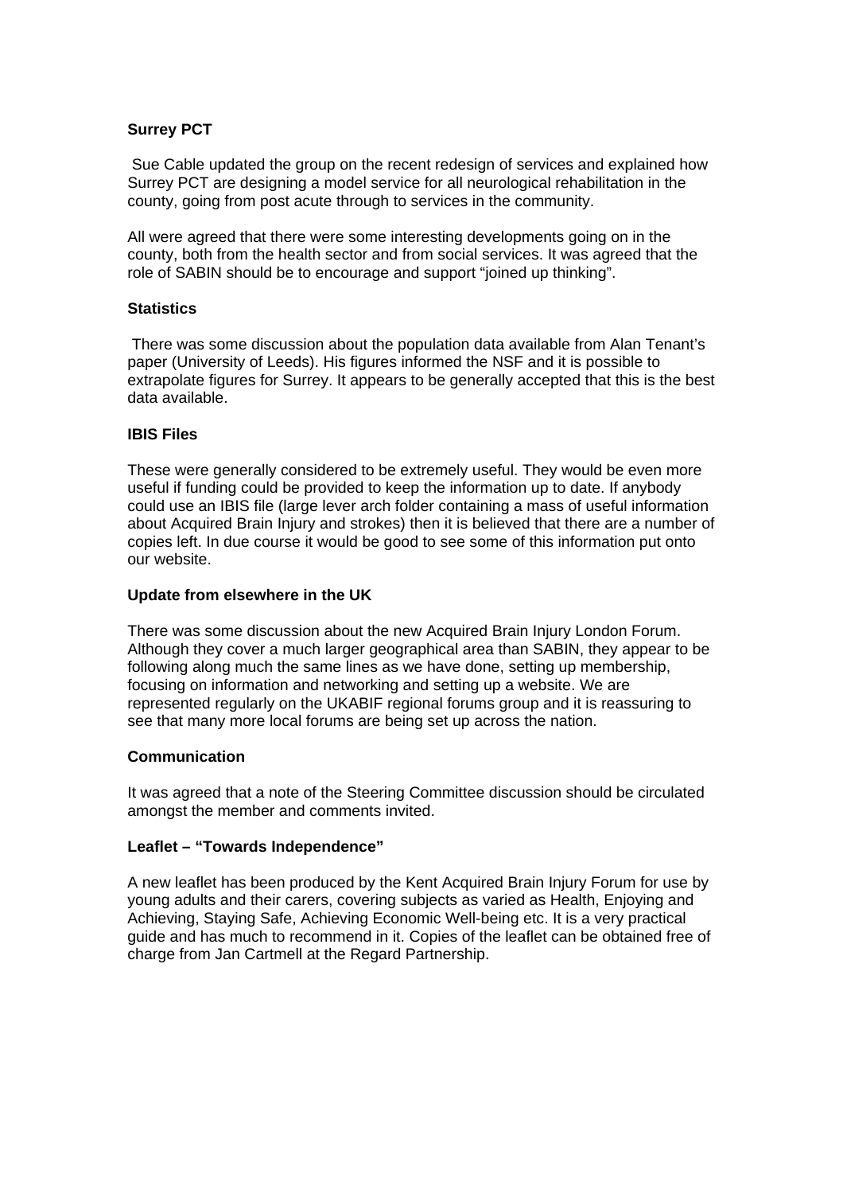**Surrey PCT**

Sue Cable updated the group on the recent redesign of services and explained how Surrey PCT are designing a model service for all neurological rehabilitation in the county, going from post acute through to services in the community.

All were agreed that there were some interesting developments going on in the county, both from the health sector and from social services. It was agreed that the role of SABIN should be to encourage and support "joined up thinking".

**Statistics**

There was some discussion about the population data available from Alan Tenant's paper (University of Leeds). His figures informed the NSF and it is possible to extrapolate figures for Surrey. It appears to be generally accepted that this is the best data available.

**IBIS Files**

These were generally considered to be extremely useful. They would be even more useful if funding could be provided to keep the information up to date. If anybody could use an IBIS file (large lever arch folder containing a mass of useful information about Acquired Brain Injury and strokes) then it is believed that there are a number of copies left. In due course it would be good to see some of this information put onto our website.

**Update from elsewhere in the UK**

There was some discussion about the new Acquired Brain Injury London Forum. Although they cover a much larger geographical area than SABIN, they appear to be following along much the same lines as we have done, setting up membership, focusing on information and networking and setting up a website. We are represented regularly on the UKABIF regional forums group and it is reassuring to see that many more local forums are being set up across the nation.

**Communication**

It was agreed that a note of the Steering Committee discussion should be circulated amongst the member and comments invited.

**Leaflet – "Towards Independence"**

A new leaflet has been produced by the Kent Acquired Brain Injury Forum for use by young adults and their carers, covering subjects as varied as Health, Enjoying and Achieving, Staying Safe, Achieving Economic Well-being etc. It is a very practical guide and has much to recommend in it. Copies of the leaflet can be obtained free of charge from Jan Cartmell at the Regard Partnership.